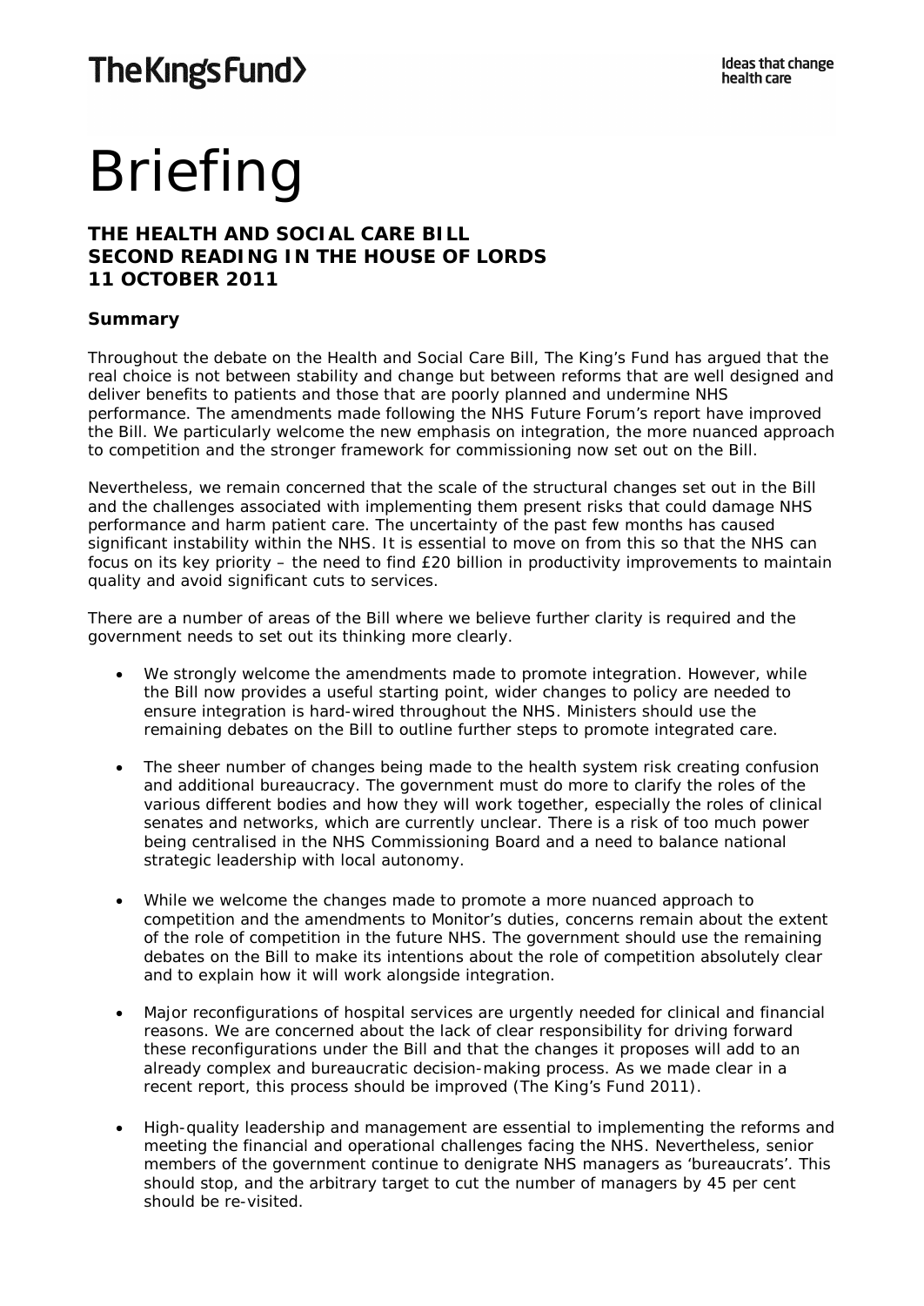The King's Fund>

Ideas that change health care

# Briefing

## THE HEALTH AND SOCIAL CARE BILL SECOND READING IN THE HOUSE OF LORDS 11 OCTOBER 2011

### Summary

Throughout the debate on the Health and Social Care Bill, The King's Fund has argued that the real choice is not between stability and change but between reforms that are well designed and deliver benefits to patients and those that are poorly planned and undermine NHS performance. The amendments made following the NHS Future Forum's report have improved the Bill. We particularly welcome the new emphasis on integration, the more nuanced approach to competition and the stronger framework for commissioning now set out on the Bill.

Nevertheless, we remain concerned that the scale of the structural changes set out in the Bill and the challenges associated with implementing them present risks that could damage NHS performance and harm patient care. The uncertainty of the past few months has caused significant instability within the NHS. It is essential to move on from this so that the NHS can focus on its key priority – the need to find £20 billion in productivity improvements to maintain quality and avoid significant cuts to services.

There are a number of areas of the Bill where we believe further clarity is required and the government needs to set out its thinking more clearly.

- We strongly welcome the amendments made to promote integration. However, while the Bill now provides a useful starting point, wider changes to policy are needed to ensure integration is hard-wired throughout the NHS. Ministers should use the remaining debates on the Bill to outline further steps to promote integrated care.
- The sheer number of changes being made to the health system risk creating confusion and additional bureaucracy. The government must do more to clarify the roles of the various different bodies and how they will work together, especially the roles of clinical senates and networks, which are currently unclear. There is a risk of too much power being centralised in the NHS Commissioning Board and a need to balance national strategic leadership with local autonomy.
- While we welcome the changes made to promote a more nuanced approach to competition and the amendments to Monitor's duties, concerns remain about the extent of the role of competition in the future NHS. The government should use the remaining debates on the Bill to make its intentions about the role of competition absolutely clear and to explain how it will work alongside integration.
- Major reconfigurations of hospital services are urgently needed for clinical and financial reasons. We are concerned about the lack of clear responsibility for driving forward these reconfigurations under the Bill and that the changes it proposes will add to an already complex and bureaucratic decision-making process. As we made clear in a recent report, this process should be improved (The King's Fund 2011).
- High-quality leadership and management are essential to implementing the reforms and meeting the financial and operational challenges facing the NHS. Nevertheless, senior members of the government continue to denigrate NHS managers as 'bureaucrats'. This should stop, and the arbitrary target to cut the number of managers by 45 per cent should be re-visited.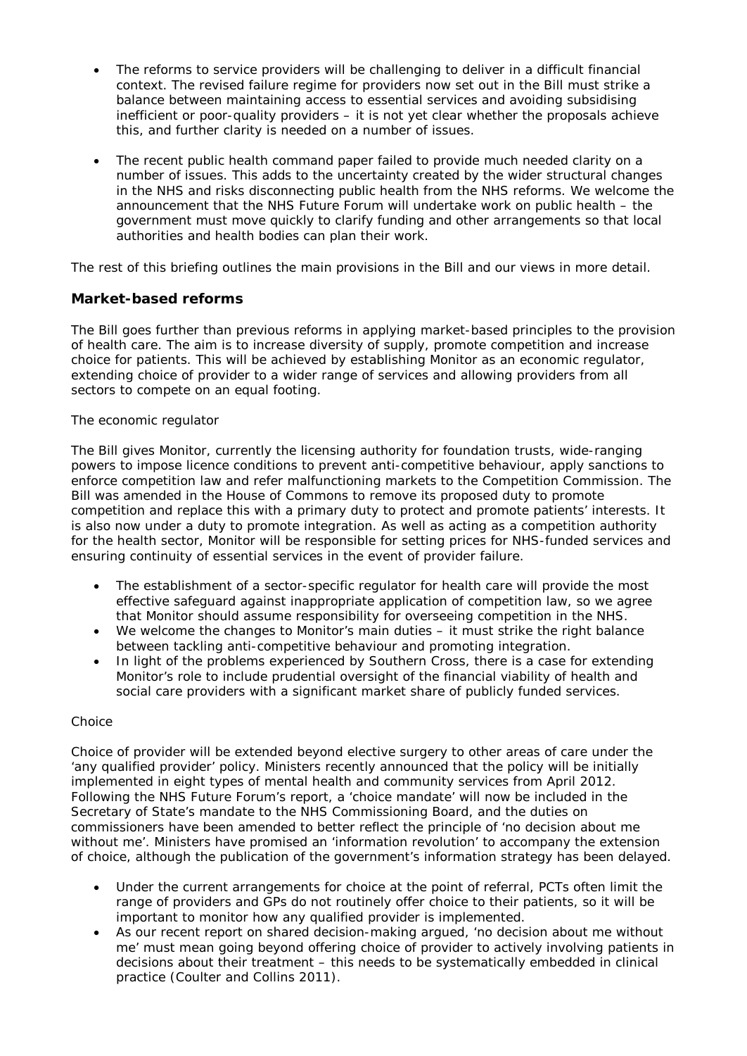- The reforms to service providers will be challenging to deliver in a difficult financial context. The revised failure regime for providers now set out in the Bill must strike a balance between maintaining access to essential services and avoiding subsidising inefficient or poor-quality providers – it is not yet clear whether the proposals achieve this, and further clarity is needed on a number of issues.

- The recent public health command paper failed to provide much needed clarity on a number of issues. This adds to the uncertainty created by the wider structural changes in the NHS and risks disconnecting public health from the NHS reforms. We welcome the announcement that the NHS Future Forum will undertake work on public health – the government must move quickly to clarify funding and other arrangements so that local authorities and health bodies can plan their work.

The rest of this briefing outlines the main provisions in the Bill and our views in more detail.

## Market-based reforms

The Bill goes further than previous reforms in applying market-based principles to the provision of health care. The aim is to increase diversity of supply, promote competition and increase choice for patients. This will be achieved by establishing Monitor as an economic regulator, extending choice of provider to a wider range of services and allowing providers from all sectors to compete on an equal footing.

### The economic regulator

The Bill gives Monitor, currently the licensing authority for foundation trusts, wide-ranging powers to impose licence conditions to prevent anti-competitive behaviour, apply sanctions to enforce competition law and refer malfunctioning markets to the Competition Commission. The Bill was amended in the House of Commons to remove its proposed duty to promote competition and replace this with a primary duty to protect and promote patients' interests. It is also now under a duty to promote integration. As well as acting as a competition authority for the health sector, Monitor will be responsible for setting prices for NHS-funded services and ensuring continuity of essential services in the event of provider failure.

- The establishment of a sector-specific regulator for health care will provide the most effective safeguard against inappropriate application of competition law, so we agree that Monitor should assume responsibility for overseeing competition in the NHS.
- We welcome the changes to Monitor's main duties – it must strike the right balance between tackling anti-competitive behaviour and promoting integration.
- In light of the problems experienced by Southern Cross, there is a case for extending Monitor's role to include prudential oversight of the financial viability of health and social care providers with a significant market share of publicly funded services.

### Choice

Choice of provider will be extended beyond elective surgery to other areas of care under the 'any qualified provider' policy. Ministers recently announced that the policy will be initially implemented in eight types of mental health and community services from April 2012. Following the NHS Future Forum's report, a 'choice mandate' will now be included in the Secretary of State's mandate to the NHS Commissioning Board, and the duties on commissioners have been amended to better reflect the principle of 'no decision about me without me'. Ministers have promised an 'information revolution' to accompany the extension of choice, although the publication of the government's information strategy has been delayed.

- Under the current arrangements for choice at the point of referral, PCTs often limit the range of providers and GPs do not routinely offer choice to their patients, so it will be important to monitor how any qualified provider is implemented.
- As our recent report on shared decision-making argued, 'no decision about me without me' must mean going beyond offering choice of provider to actively involving patients in decisions about their treatment – this needs to be systematically embedded in clinical practice (Coulter and Collins 2011).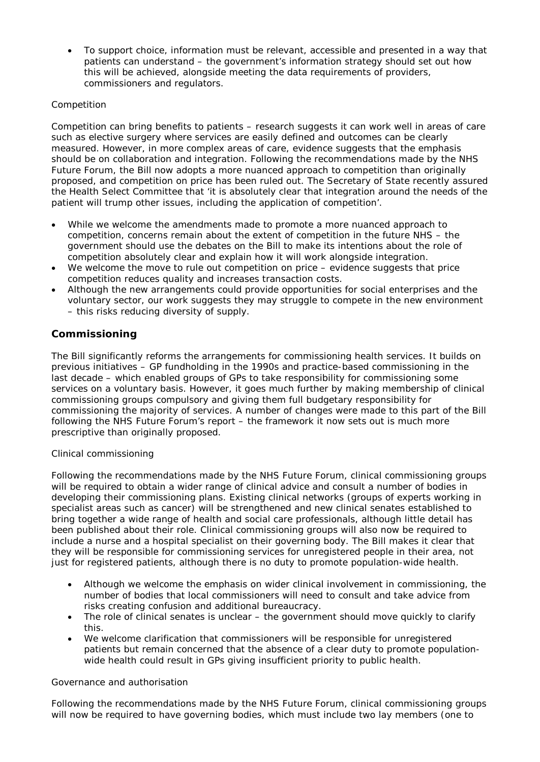- To support choice, information must be relevant, accessible and presented in a way that patients can understand – the government's information strategy should set out how this will be achieved, alongside meeting the data requirements of providers, commissioners and regulators.

Competition

Competition can bring benefits to patients – research suggests it can work well in areas of care such as elective surgery where services are easily defined and outcomes can be clearly measured. However, in more complex areas of care, evidence suggests that the emphasis should be on collaboration and integration. Following the recommendations made by the NHS Future Forum, the Bill now adopts a more nuanced approach to competition than originally proposed, and competition on price has been ruled out. The Secretary of State recently assured the Health Select Committee that 'it is absolutely clear that integration around the needs of the patient will trump other issues, including the application of competition'.

- While we welcome the amendments made to promote a more nuanced approach to competition, concerns remain about the extent of competition in the future NHS – the government should use the debates on the Bill to make its intentions about the role of competition absolutely clear and explain how it will work alongside integration.
- We welcome the move to rule out competition on price – evidence suggests that price competition reduces quality and increases transaction costs.
- Although the new arrangements could provide opportunities for social enterprises and the voluntary sector, our work suggests they may struggle to compete in the new environment – this risks reducing diversity of supply.

## Commissioning

The Bill significantly reforms the arrangements for commissioning health services. It builds on previous initiatives – GP fundholding in the 1990s and practice-based commissioning in the last decade – which enabled groups of GPs to take responsibility for commissioning some services on a voluntary basis. However, it goes much further by making membership of clinical commissioning groups compulsory and giving them full budgetary responsibility for commissioning the majority of services. A number of changes were made to this part of the Bill following the NHS Future Forum's report – the framework it now sets out is much more prescriptive than originally proposed.

Clinical commissioning

Following the recommendations made by the NHS Future Forum, clinical commissioning groups will be required to obtain a wider range of clinical advice and consult a number of bodies in developing their commissioning plans. Existing clinical networks (groups of experts working in specialist areas such as cancer) will be strengthened and new clinical senates established to bring together a wide range of health and social care professionals, although little detail has been published about their role. Clinical commissioning groups will also now be required to include a nurse and a hospital specialist on their governing body. The Bill makes it clear that they will be responsible for commissioning services for unregistered people in their area, not just for registered patients, although there is no duty to promote population-wide health.

- Although we welcome the emphasis on wider clinical involvement in commissioning, the number of bodies that local commissioners will need to consult and take advice from risks creating confusion and additional bureaucracy.
- The role of clinical senates is unclear – the government should move quickly to clarify this.
- We welcome clarification that commissioners will be responsible for unregistered patients but remain concerned that the absence of a clear duty to promote population-wide health could result in GPs giving insufficient priority to public health.

Governance and authorisation

Following the recommendations made by the NHS Future Forum, clinical commissioning groups will now be required to have governing bodies, which must include two lay members (one to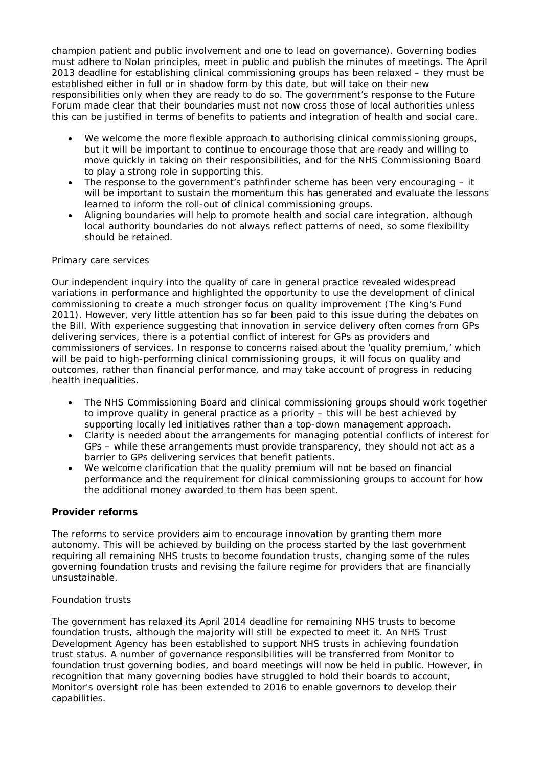champion patient and public involvement and one to lead on governance). Governing bodies must adhere to Nolan principles, meet in public and publish the minutes of meetings. The April 2013 deadline for establishing clinical commissioning groups has been relaxed – they must be established either in full or in shadow form by this date, but will take on their new responsibilities only when they are ready to do so. The government's response to the Future Forum made clear that their boundaries must not now cross those of local authorities unless this can be justified in terms of benefits to patients and integration of health and social care.

- We welcome the more flexible approach to authorising clinical commissioning groups, but it will be important to continue to encourage those that are ready and willing to move quickly in taking on their responsibilities, and for the NHS Commissioning Board to play a strong role in supporting this.
- The response to the government's pathfinder scheme has been very encouraging – it will be important to sustain the momentum this has generated and evaluate the lessons learned to inform the roll-out of clinical commissioning groups.
- Aligning boundaries will help to promote health and social care integration, although local authority boundaries do not always reflect patterns of need, so some flexibility should be retained.

Primary care services

Our independent inquiry into the quality of care in general practice revealed widespread variations in performance and highlighted the opportunity to use the development of clinical commissioning to create a much stronger focus on quality improvement (The King's Fund 2011). However, very little attention has so far been paid to this issue during the debates on the Bill. With experience suggesting that innovation in service delivery often comes from GPs delivering services, there is a potential conflict of interest for GPs as providers and commissioners of services. In response to concerns raised about the 'quality premium,' which will be paid to high-performing clinical commissioning groups, it will focus on quality and outcomes, rather than financial performance, and may take account of progress in reducing health inequalities.

- The NHS Commissioning Board and clinical commissioning groups should work together to improve quality in general practice as a priority – this will be best achieved by supporting locally led initiatives rather than a top-down management approach.
- Clarity is needed about the arrangements for managing potential conflicts of interest for GPs – while these arrangements must provide transparency, they should not act as a barrier to GPs delivering services that benefit patients.
- We welcome clarification that the quality premium will not be based on financial performance and the requirement for clinical commissioning groups to account for how the additional money awarded to them has been spent.

**Provider reforms**

The reforms to service providers aim to encourage innovation by granting them more autonomy. This will be achieved by building on the process started by the last government requiring all remaining NHS trusts to become foundation trusts, changing some of the rules governing foundation trusts and revising the failure regime for providers that are financially unsustainable.

Foundation trusts

The government has relaxed its April 2014 deadline for remaining NHS trusts to become foundation trusts, although the majority will still be expected to meet it. An NHS Trust Development Agency has been established to support NHS trusts in achieving foundation trust status. A number of governance responsibilities will be transferred from Monitor to foundation trust governing bodies, and board meetings will now be held in public. However, in recognition that many governing bodies have struggled to hold their boards to account, Monitor's oversight role has been extended to 2016 to enable governors to develop their capabilities.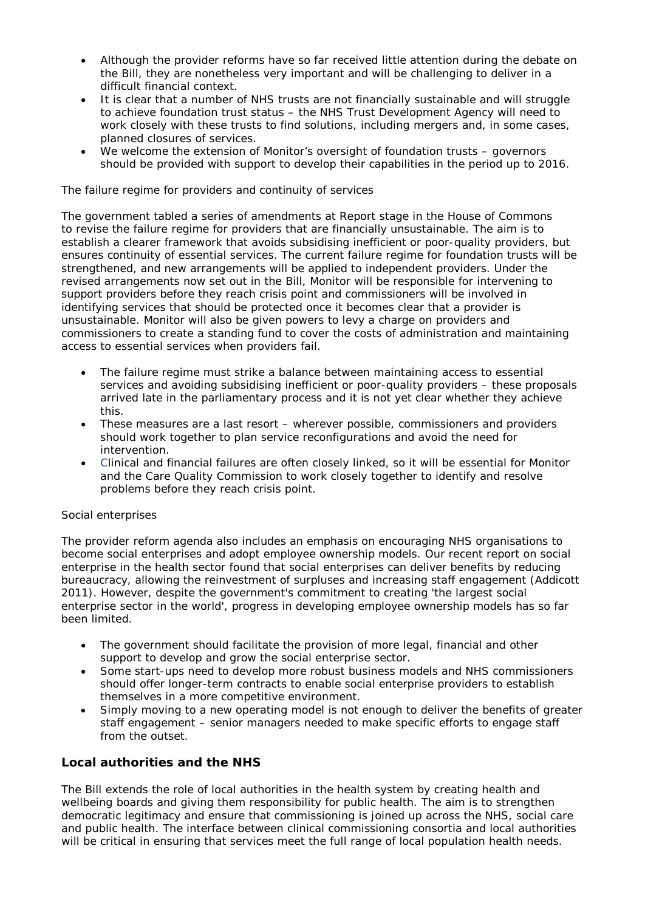- Although the provider reforms have so far received little attention during the debate on the Bill, they are nonetheless very important and will be challenging to deliver in a difficult financial context.
- It is clear that a number of NHS trusts are not financially sustainable and will struggle to achieve foundation trust status – the NHS Trust Development Agency will need to work closely with these trusts to find solutions, including mergers and, in some cases, planned closures of services.
- We welcome the extension of Monitor's oversight of foundation trusts – governors should be provided with support to develop their capabilities in the period up to 2016.

The failure regime for providers and continuity of services

The government tabled a series of amendments at Report stage in the House of Commons to revise the failure regime for providers that are financially unsustainable. The aim is to establish a clearer framework that avoids subsidising inefficient or poor-quality providers, but ensures continuity of essential services. The current failure regime for foundation trusts will be strengthened, and new arrangements will be applied to independent providers. Under the revised arrangements now set out in the Bill, Monitor will be responsible for intervening to support providers before they reach crisis point and commissioners will be involved in identifying services that should be protected once it becomes clear that a provider is unsustainable. Monitor will also be given powers to levy a charge on providers and commissioners to create a standing fund to cover the costs of administration and maintaining access to essential services when providers fail.

- The failure regime must strike a balance between maintaining access to essential services and avoiding subsidising inefficient or poor-quality providers – these proposals arrived late in the parliamentary process and it is not yet clear whether they achieve this.
- These measures are a last resort – wherever possible, commissioners and providers should work together to plan service reconfigurations and avoid the need for intervention.
- Clinical and financial failures are often closely linked, so it will be essential for Monitor and the Care Quality Commission to work closely together to identify and resolve problems before they reach crisis point.

Social enterprises

The provider reform agenda also includes an emphasis on encouraging NHS organisations to become social enterprises and adopt employee ownership models. Our recent report on social enterprise in the health sector found that social enterprises can deliver benefits by reducing bureaucracy, allowing the reinvestment of surpluses and increasing staff engagement (Addicott 2011). However, despite the government's commitment to creating 'the largest social enterprise sector in the world', progress in developing employee ownership models has so far been limited.

- The government should facilitate the provision of more legal, financial and other support to develop and grow the social enterprise sector.
- Some start-ups need to develop more robust business models and NHS commissioners should offer longer-term contracts to enable social enterprise providers to establish themselves in a more competitive environment.
- Simply moving to a new operating model is not enough to deliver the benefits of greater staff engagement – senior managers needed to make specific efforts to engage staff from the outset.

## Local authorities and the NHS

The Bill extends the role of local authorities in the health system by creating health and wellbeing boards and giving them responsibility for public health. The aim is to strengthen democratic legitimacy and ensure that commissioning is joined up across the NHS, social care and public health. The interface between clinical commissioning consortia and local authorities will be critical in ensuring that services meet the full range of local population health needs.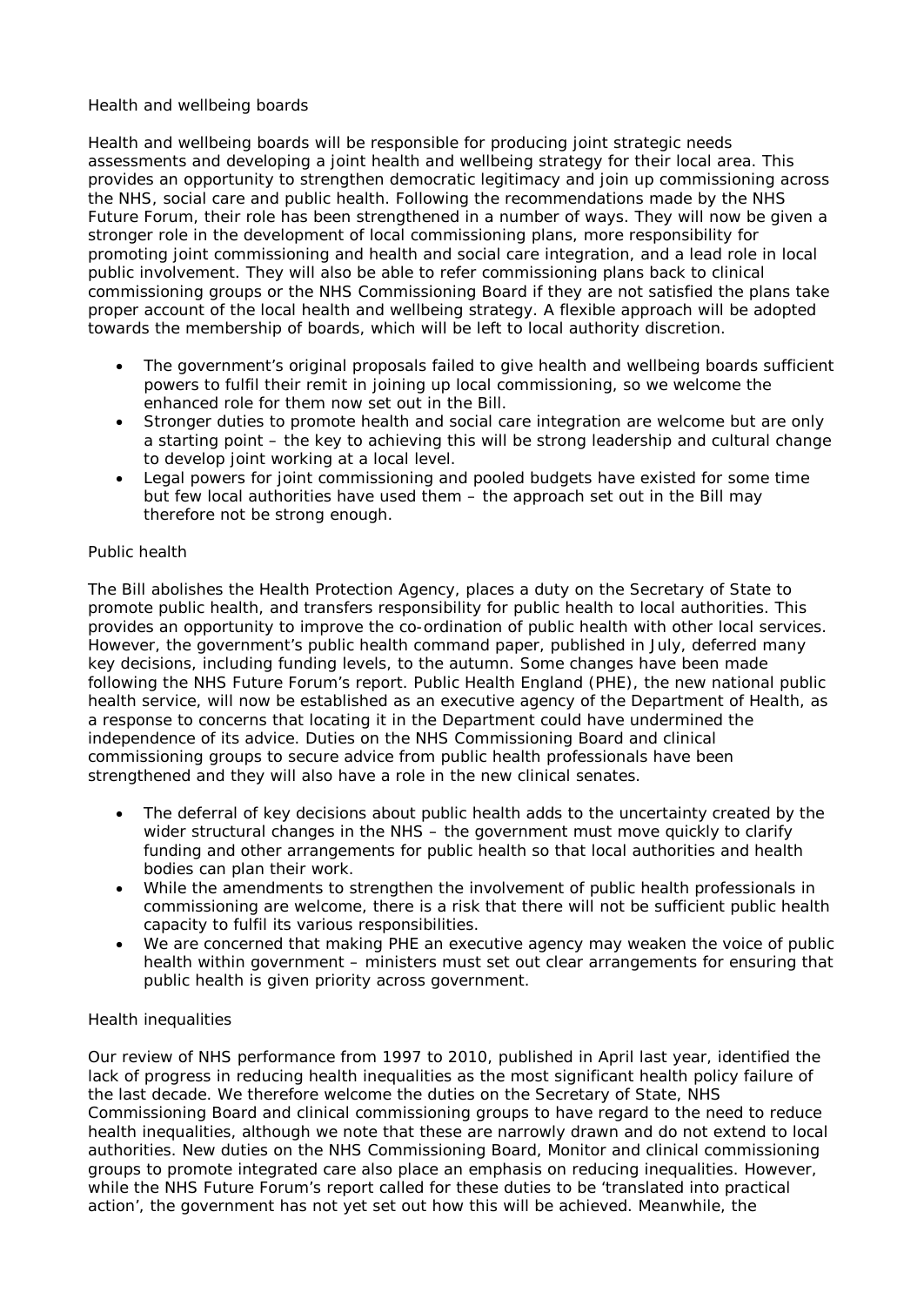## Health and wellbeing boards

Health and wellbeing boards will be responsible for producing joint strategic needs assessments and developing a joint health and wellbeing strategy for their local area. This provides an opportunity to strengthen democratic legitimacy and join up commissioning across the NHS, social care and public health. Following the recommendations made by the NHS Future Forum, their role has been strengthened in a number of ways. They will now be given a stronger role in the development of local commissioning plans, more responsibility for promoting joint commissioning and health and social care integration, and a lead role in local public involvement. They will also be able to refer commissioning plans back to clinical commissioning groups or the NHS Commissioning Board if they are not satisfied the plans take proper account of the local health and wellbeing strategy. A flexible approach will be adopted towards the membership of boards, which will be left to local authority discretion.

- The government's original proposals failed to give health and wellbeing boards sufficient powers to fulfil their remit in joining up local commissioning, so we welcome the enhanced role for them now set out in the Bill.
- Stronger duties to promote health and social care integration are welcome but are only a starting point – the key to achieving this will be strong leadership and cultural change to develop joint working at a local level.
- Legal powers for joint commissioning and pooled budgets have existed for some time but few local authorities have used them – the approach set out in the Bill may therefore not be strong enough.

## Public health

The Bill abolishes the Health Protection Agency, places a duty on the Secretary of State to promote public health, and transfers responsibility for public health to local authorities. This provides an opportunity to improve the co-ordination of public health with other local services. However, the government's public health command paper, published in July, deferred many key decisions, including funding levels, to the autumn. Some changes have been made following the NHS Future Forum's report. Public Health England (PHE), the new national public health service, will now be established as an executive agency of the Department of Health, as a response to concerns that locating it in the Department could have undermined the independence of its advice. Duties on the NHS Commissioning Board and clinical commissioning groups to secure advice from public health professionals have been strengthened and they will also have a role in the new clinical senates.

- The deferral of key decisions about public health adds to the uncertainty created by the wider structural changes in the NHS – the government must move quickly to clarify funding and other arrangements for public health so that local authorities and health bodies can plan their work.
- While the amendments to strengthen the involvement of public health professionals in commissioning are welcome, there is a risk that there will not be sufficient public health capacity to fulfil its various responsibilities.
- We are concerned that making PHE an executive agency may weaken the voice of public health within government – ministers must set out clear arrangements for ensuring that public health is given priority across government.

## Health inequalities

Our review of NHS performance from 1997 to 2010, published in April last year, identified the lack of progress in reducing health inequalities as the most significant health policy failure of the last decade. We therefore welcome the duties on the Secretary of State, NHS Commissioning Board and clinical commissioning groups to have regard to the need to reduce health inequalities, although we note that these are narrowly drawn and do not extend to local authorities. New duties on the NHS Commissioning Board, Monitor and clinical commissioning groups to promote integrated care also place an emphasis on reducing inequalities. However, while the NHS Future Forum's report called for these duties to be 'translated into practical action', the government has not yet set out how this will be achieved. Meanwhile, the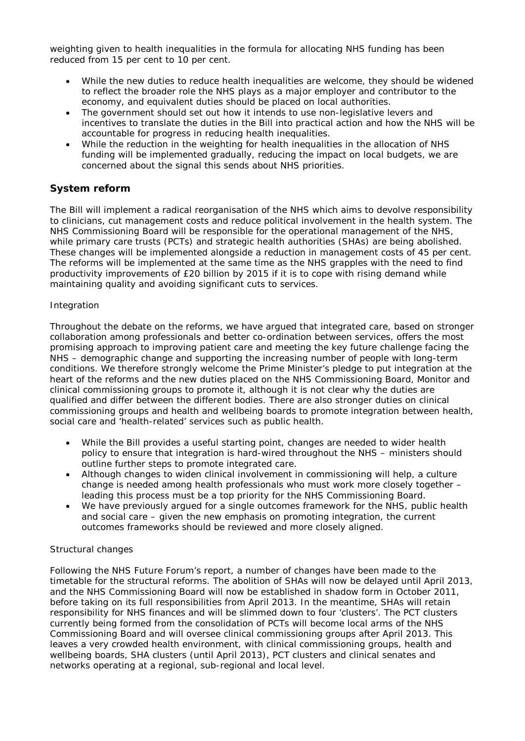weighting given to health inequalities in the formula for allocating NHS funding has been reduced from 15 per cent to 10 per cent.

- While the new duties to reduce health inequalities are welcome, they should be widened to reflect the broader role the NHS plays as a major employer and contributor to the economy, and equivalent duties should be placed on local authorities.
- The government should set out how it intends to use non-legislative levers and incentives to translate the duties in the Bill into practical action and how the NHS will be accountable for progress in reducing health inequalities.
- While the reduction in the weighting for health inequalities in the allocation of NHS funding will be implemented gradually, reducing the impact on local budgets, we are concerned about the signal this sends about NHS priorities.

## System reform

The Bill will implement a radical reorganisation of the NHS which aims to devolve responsibility to clinicians, cut management costs and reduce political involvement in the health system. The NHS Commissioning Board will be responsible for the operational management of the NHS, while primary care trusts (PCTs) and strategic health authorities (SHAs) are being abolished. These changes will be implemented alongside a reduction in management costs of 45 per cent. The reforms will be implemented at the same time as the NHS grapples with the need to find productivity improvements of £20 billion by 2015 if it is to cope with rising demand while maintaining quality and avoiding significant cuts to services.

### Integration

Throughout the debate on the reforms, we have argued that integrated care, based on stronger collaboration among professionals and better co-ordination between services, offers the most promising approach to improving patient care and meeting the key future challenge facing the NHS – demographic change and supporting the increasing number of people with long-term conditions. We therefore strongly welcome the Prime Minister's pledge to put integration at the heart of the reforms and the new duties placed on the NHS Commissioning Board, Monitor and clinical commissioning groups to promote it, although it is not clear why the duties are qualified and differ between the different bodies. There are also stronger duties on clinical commissioning groups and health and wellbeing boards to promote integration between health, social care and 'health-related' services such as public health.

- While the Bill provides a useful starting point, changes are needed to wider health policy to ensure that integration is hard-wired throughout the NHS – ministers should outline further steps to promote integrated care.
- Although changes to widen clinical involvement in commissioning will help, a culture change is needed among health professionals who must work more closely together – leading this process must be a top priority for the NHS Commissioning Board.
- We have previously argued for a single outcomes framework for the NHS, public health and social care – given the new emphasis on promoting integration, the current outcomes frameworks should be reviewed and more closely aligned.

### Structural changes

Following the NHS Future Forum's report, a number of changes have been made to the timetable for the structural reforms. The abolition of SHAs will now be delayed until April 2013, and the NHS Commissioning Board will now be established in shadow form in October 2011, before taking on its full responsibilities from April 2013. In the meantime, SHAs will retain responsibility for NHS finances and will be slimmed down to four 'clusters'. The PCT clusters currently being formed from the consolidation of PCTs will become local arms of the NHS Commissioning Board and will oversee clinical commissioning groups after April 2013. This leaves a very crowded health environment, with clinical commissioning groups, health and wellbeing boards, SHA clusters (until April 2013), PCT clusters and clinical senates and networks operating at a regional, sub-regional and local level.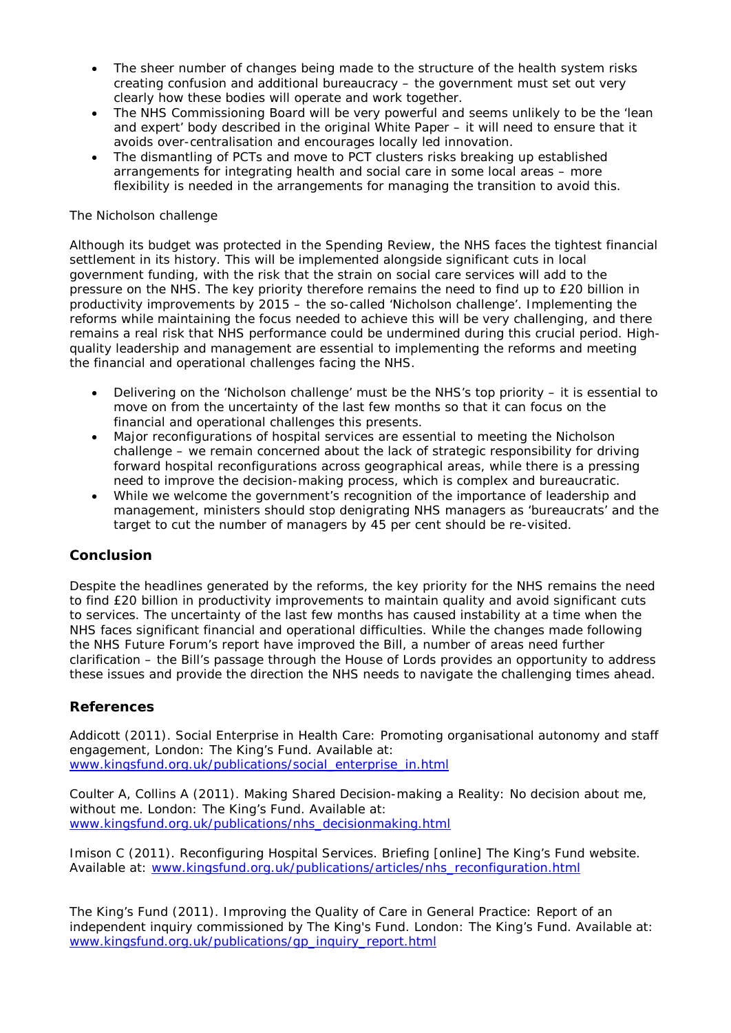- The sheer number of changes being made to the structure of the health system risks creating confusion and additional bureaucracy – the government must set out very clearly how these bodies will operate and work together.
- The NHS Commissioning Board will be very powerful and seems unlikely to be the 'lean and expert' body described in the original White Paper – it will need to ensure that it avoids over-centralisation and encourages locally led innovation.
- The dismantling of PCTs and move to PCT clusters risks breaking up established arrangements for integrating health and social care in some local areas – more flexibility is needed in the arrangements for managing the transition to avoid this.

The Nicholson challenge

Although its budget was protected in the Spending Review, the NHS faces the tightest financial settlement in its history. This will be implemented alongside significant cuts in local government funding, with the risk that the strain on social care services will add to the pressure on the NHS. The key priority therefore remains the need to find up to £20 billion in productivity improvements by 2015 – the so-called 'Nicholson challenge'. Implementing the reforms while maintaining the focus needed to achieve this will be very challenging, and there remains a real risk that NHS performance could be undermined during this crucial period. High-quality leadership and management are essential to implementing the reforms and meeting the financial and operational challenges facing the NHS.

- Delivering on the 'Nicholson challenge' must be the NHS's top priority – it is essential to move on from the uncertainty of the last few months so that it can focus on the financial and operational challenges this presents.
- Major reconfigurations of hospital services are essential to meeting the Nicholson challenge – we remain concerned about the lack of strategic responsibility for driving forward hospital reconfigurations across geographical areas, while there is a pressing need to improve the decision-making process, which is complex and bureaucratic.
- While we welcome the government's recognition of the importance of leadership and management, ministers should stop denigrating NHS managers as 'bureaucrats' and the target to cut the number of managers by 45 per cent should be re-visited.

## Conclusion

Despite the headlines generated by the reforms, the key priority for the NHS remains the need to find £20 billion in productivity improvements to maintain quality and avoid significant cuts to services. The uncertainty of the last few months has caused instability at a time when the NHS faces significant financial and operational difficulties. While the changes made following the NHS Future Forum's report have improved the Bill, a number of areas need further clarification – the Bill's passage through the House of Lords provides an opportunity to address these issues and provide the direction the NHS needs to navigate the challenging times ahead.

## References

Addicott (2011). *Social Enterprise in Health Care: Promoting organisational autonomy and staff engagement*, London: The King's Fund. Available at: www.kingsfund.org.uk/publications/social_enterprise_in.html

Coulter A, Collins A (2011). *Making Shared Decision-making a Reality: No decision about me, without me*. London: The King's Fund. Available at: www.kingsfund.org.uk/publications/nhs_decisionmaking.html

Imison C (2011). *Reconfiguring Hospital Services*. Briefing [online] The King's Fund website. Available at: www.kingsfund.org.uk/publications/articles/nhs_reconfiguration.html

The King's Fund (2011). *Improving the Quality of Care in General Practice: Report of an independent inquiry commissioned by The King's Fund*. London: The King's Fund. Available at: www.kingsfund.org.uk/publications/gp_inquiry_report.html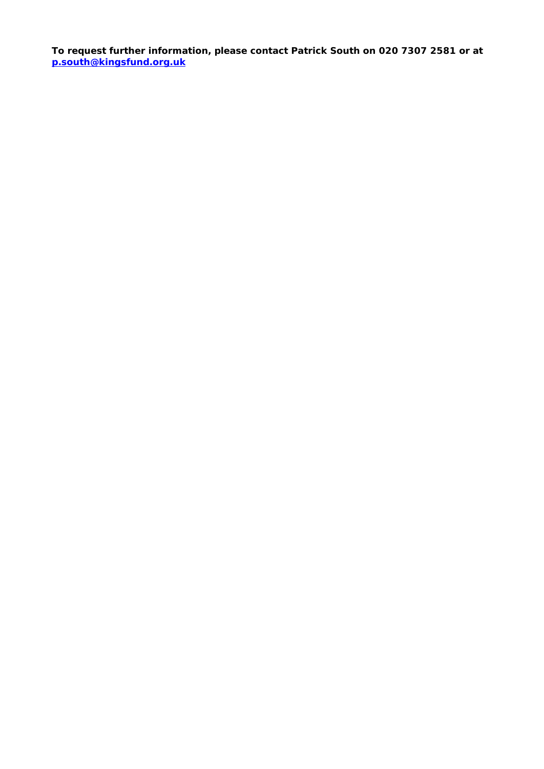**To request further information, please contact Patrick South on 020 7307 2581 or at [p.south@kingsfund.org.uk](mailto:p.south@kingsfund.org.uk)**